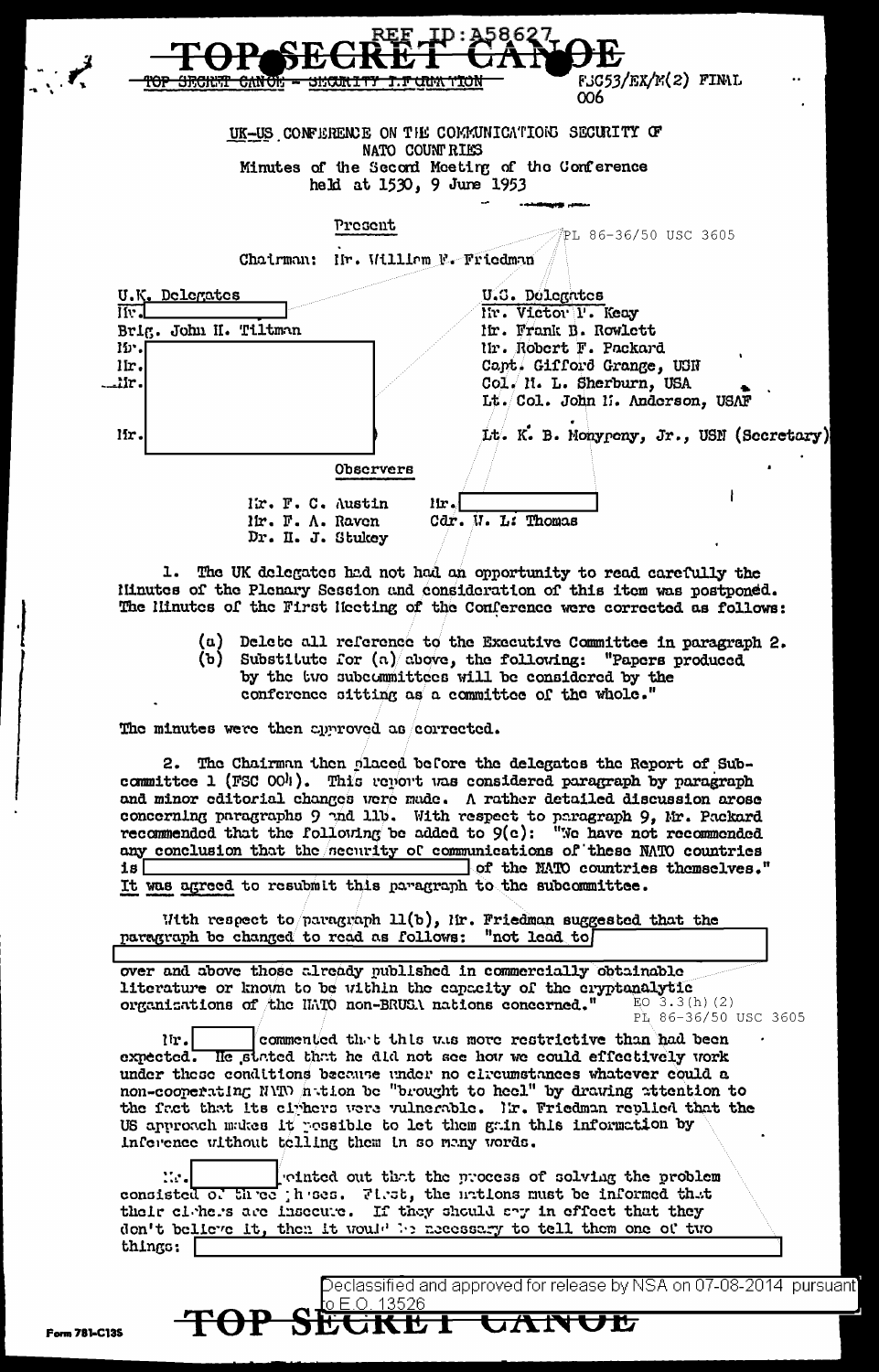REF ID:A58627

TOP SECRET CANOE

TOP SECRET CANOE - SECURITY INFORMATION

FSC53/EX/M(2) FINAL
006

UK-US CONFERENCE ON THE COMMUNICATIONS SECURITY OF NATO COUNTRIES
Minutes of the Second Meeting of the Conference
held at 1530, 9 June 1953

Present

PL 86-36/50 USC 3605

Chairman: Mr. William F. Friedman

| U.K. Delegates | U.S. Delegates |
|---|---|
| Mr. | Mr. Victor P. Keay |
| Brig. John H. Tiltman | Mr. Frank B. Rowlett |
| Mr. | Mr. Robert F. Packard |
| Mr. | Capt. Gifford Grange, USN |
| Mr. | Col. M. L. Sherburn, USA |
| | Lt. Col. John M. Anderson, USAF |
| Mr. | Lt. K. B. Monypeny, Jr., USN (Secretary) |

Observers

| | |
|---|---|
| Mr. F. C. Austin | Mr. |
| Mr. F. A. Raven | Cdr. W. L. Thomas |
| Dr. H. J. Stukey | |

1. The UK delegates had not had an opportunity to read carefully the Minutes of the Plenary Session and consideration of this item was postponed. The Minutes of the First Meeting of the Conference were corrected as follows:

(a) Delete all reference to the Executive Committee in paragraph 2.
(b) Substitute for (a) above, the following: "Papers produced by the two subcommittees will be considered by the conference sitting as a committee of the whole."

The minutes were then approved as corrected.

2. The Chairman then placed before the delegates the Report of Subcommittee 1 (FSC 004). This report was considered paragraph by paragraph and minor editorial changes were made. A rather detailed discussion arose concerning paragraphs 9 and 11b. With respect to paragraph 9, Mr. Packard recommended that the following be added to 9(c): "We have not recommended any conclusion that the security of communications of these NATO countries is [ ] of the NATO countries themselves." It was agreed to resubmit this paragraph to the subcommittee.

With respect to paragraph 11(b), Mr. Friedman suggested that the paragraph be changed to read as follows: "not lead to [ ] over and above those already published in commercially obtainable literature or known to be within the capacity of the cryptanalytic organizations of the NATO non-BRUSA nations concerned."

EO 3.3(h)(2)
PL 86-36/50 USC 3605

Mr. [ ] commented that this was more restrictive than had been expected. He stated that he did not see how we could effectively work under these conditions because under no circumstances whatever could a non-cooperating NATO nation be "brought to heel" by drawing attention to the fact that its ciphers were vulnerable. Mr. Friedman replied that the US approach makes it possible to let them gain this information by inference without telling them in so many words.

Mr. [ ] pointed out that the process of solving the problem consisted of three phases. First, the nations must be informed that their ciphers are insecure. If they should say in effect that they don't believe it, then it would be necessary to tell them one of two things: [ ]

Declassified and approved for release by NSA on 07-08-2014 pursuant to E.O. 13526

Form 781-C135

TOP SECRET CANOE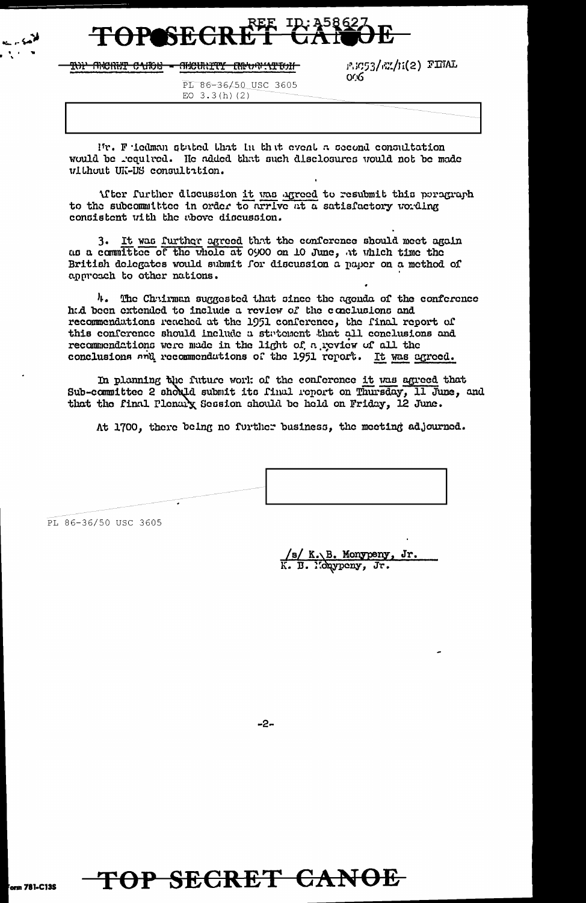TOP SECRET CANOE REF ID:A58627

~~TOP SECRET CANOE - SECURITY INFORMATION~~

FJC53/EZ/M(2) FINAL 006

PL 86-36/50 USC 3605
EO 3.3(h)(2)

Mr. Friedman stated that in that event a second consultation would be required. He added that such disclosures would not be made without UK-US consultation.

After further discussion it was agreed to resubmit this paragraph to the subcommittee in order to arrive at a satisfactory wording consistent with the above discussion.

3. It was further agreed that the conference should meet again as a committee of the whole at 0900 on 10 June, at which time the British delegates would submit for discussion a paper on a method of approach to other nations.

4. The Chairman suggested that since the agenda of the conference had been extended to include a review of the conclusions and recommendations reached at the 1951 conference, the final report of this conference should include a statement that all conclusions and recommendations were made in the light of a review of all the conclusions and recommendations of the 1951 report. It was agreed.

In planning the future work of the conference it was agreed that Sub-committee 2 should submit its final report on Thursday, 11 June, and that the final Plenary Session should be held on Friday, 12 June.

At 1700, there being no further business, the meeting adjourned.

PL 86-36/50 USC 3605

/s/ K. B. Monypeny, Jr.
K. B. Monypeny, Jr.

TOP SECRET CANOE